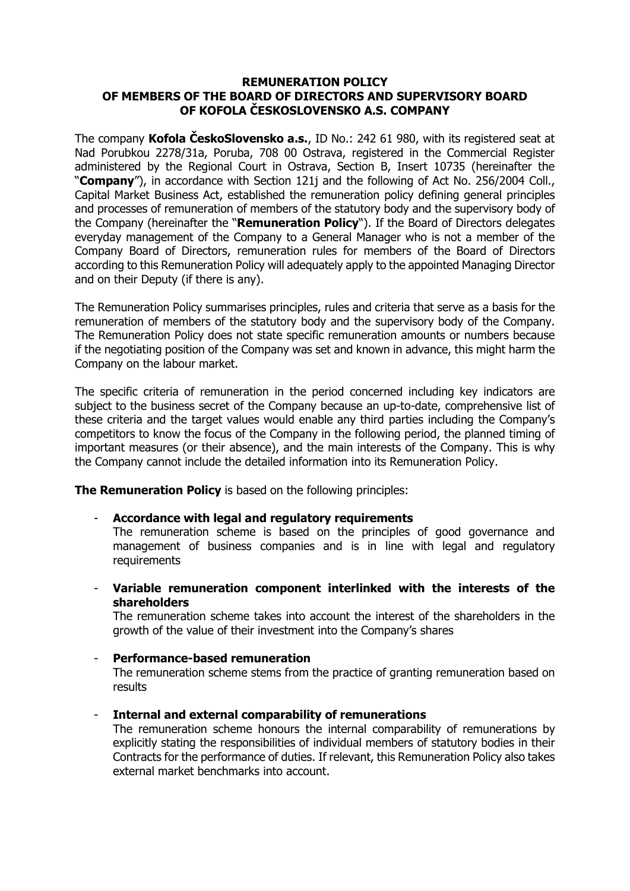# REMUNERATION POLICY OF MEMBERS OF THE BOARD OF DIRECTORS AND SUPERVISORY BOARD OF KOFOLA ČESKOSLOVENSKO A.S. COMPANY

The company **Kofola ČeskoSlovensko a.s.**, ID No.: 242 61 980, with its registered seat at Nad Porubkou 2278/31a, Poruba, 708 00 Ostrava, registered in the Commercial Register administered by the Regional Court in Ostrava, Section B, Insert 10735 (hereinafter the "**Company**"), in accordance with Section 121j and the following of Act No. 256/2004 Coll., Capital Market Business Act, established the remuneration policy defining general principles and processes of remuneration of members of the statutory body and the supervisory body of the Company (hereinafter the "**Remuneration Policy**"). If the Board of Directors delegates everyday management of the Company to a General Manager who is not a member of the Company Board of Directors, remuneration rules for members of the Board of Directors according to this Remuneration Policy will adequately apply to the appointed Managing Director and on their Deputy (if there is any).

The Remuneration Policy summarises principles, rules and criteria that serve as a basis for the remuneration of members of the statutory body and the supervisory body of the Company. The Remuneration Policy does not state specific remuneration amounts or numbers because if the negotiating position of the Company was set and known in advance, this might harm the Company on the labour market.

The specific criteria of remuneration in the period concerned including key indicators are subject to the business secret of the Company because an up-to-date, comprehensive list of these criteria and the target values would enable any third parties including the Company's competitors to know the focus of the Company in the following period, the planned timing of important measures (or their absence), and the main interests of the Company. This is why the Company cannot include the detailed information into its Remuneration Policy.

**The Remuneration Policy** is based on the following principles:

- **Accordance with legal and regulatory requirements**
  The remuneration scheme is based on the principles of good governance and management of business companies and is in line with legal and regulatory requirements

- **Variable remuneration component interlinked with the interests of the shareholders**
  The remuneration scheme takes into account the interest of the shareholders in the growth of the value of their investment into the Company's shares

- **Performance-based remuneration**
  The remuneration scheme stems from the practice of granting remuneration based on results

- **Internal and external comparability of remunerations**
  The remuneration scheme honours the internal comparability of remunerations by explicitly stating the responsibilities of individual members of statutory bodies in their Contracts for the performance of duties. If relevant, this Remuneration Policy also takes external market benchmarks into account.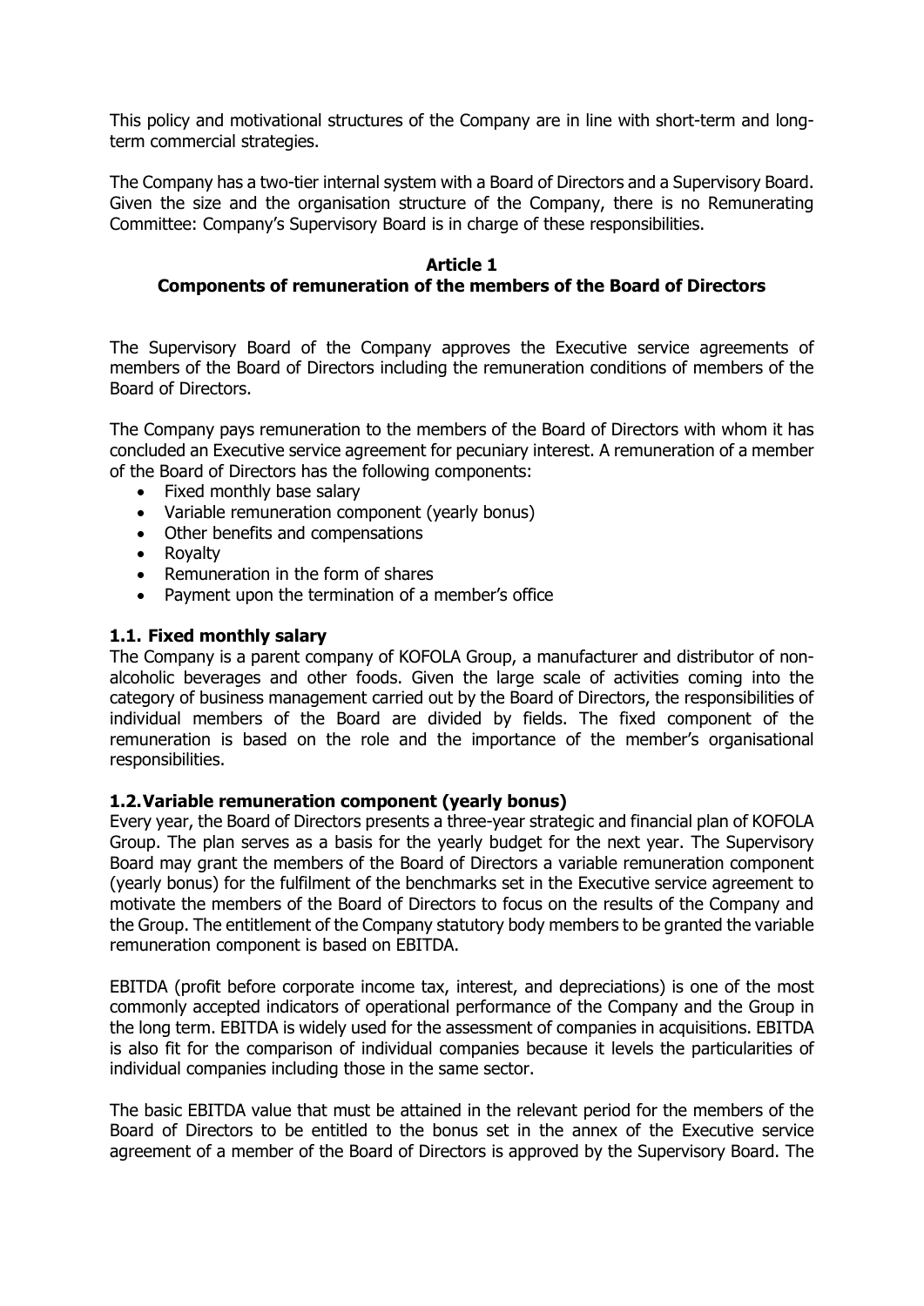This policy and motivational structures of the Company are in line with short-term and long-term commercial strategies.

The Company has a two-tier internal system with a Board of Directors and a Supervisory Board. Given the size and the organisation structure of the Company, there is no Remunerating Committee: Company's Supervisory Board is in charge of these responsibilities.

## Article 1
## Components of remuneration of the members of the Board of Directors

The Supervisory Board of the Company approves the Executive service agreements of members of the Board of Directors including the remuneration conditions of members of the Board of Directors.

The Company pays remuneration to the members of the Board of Directors with whom it has concluded an Executive service agreement for pecuniary interest. A remuneration of a member of the Board of Directors has the following components:

- Fixed monthly base salary
- Variable remuneration component (yearly bonus)
- Other benefits and compensations
- Royalty
- Remuneration in the form of shares
- Payment upon the termination of a member's office

### 1.1. Fixed monthly salary

The Company is a parent company of KOFOLA Group, a manufacturer and distributor of non-alcoholic beverages and other foods. Given the large scale of activities coming into the category of business management carried out by the Board of Directors, the responsibilities of individual members of the Board are divided by fields. The fixed component of the remuneration is based on the role and the importance of the member's organisational responsibilities.

### 1.2. Variable remuneration component (yearly bonus)

Every year, the Board of Directors presents a three-year strategic and financial plan of KOFOLA Group. The plan serves as a basis for the yearly budget for the next year. The Supervisory Board may grant the members of the Board of Directors a variable remuneration component (yearly bonus) for the fulfilment of the benchmarks set in the Executive service agreement to motivate the members of the Board of Directors to focus on the results of the Company and the Group. The entitlement of the Company statutory body members to be granted the variable remuneration component is based on EBITDA.

EBITDA (profit before corporate income tax, interest, and depreciations) is one of the most commonly accepted indicators of operational performance of the Company and the Group in the long term. EBITDA is widely used for the assessment of companies in acquisitions. EBITDA is also fit for the comparison of individual companies because it levels the particularities of individual companies including those in the same sector.

The basic EBITDA value that must be attained in the relevant period for the members of the Board of Directors to be entitled to the bonus set in the annex of the Executive service agreement of a member of the Board of Directors is approved by the Supervisory Board. The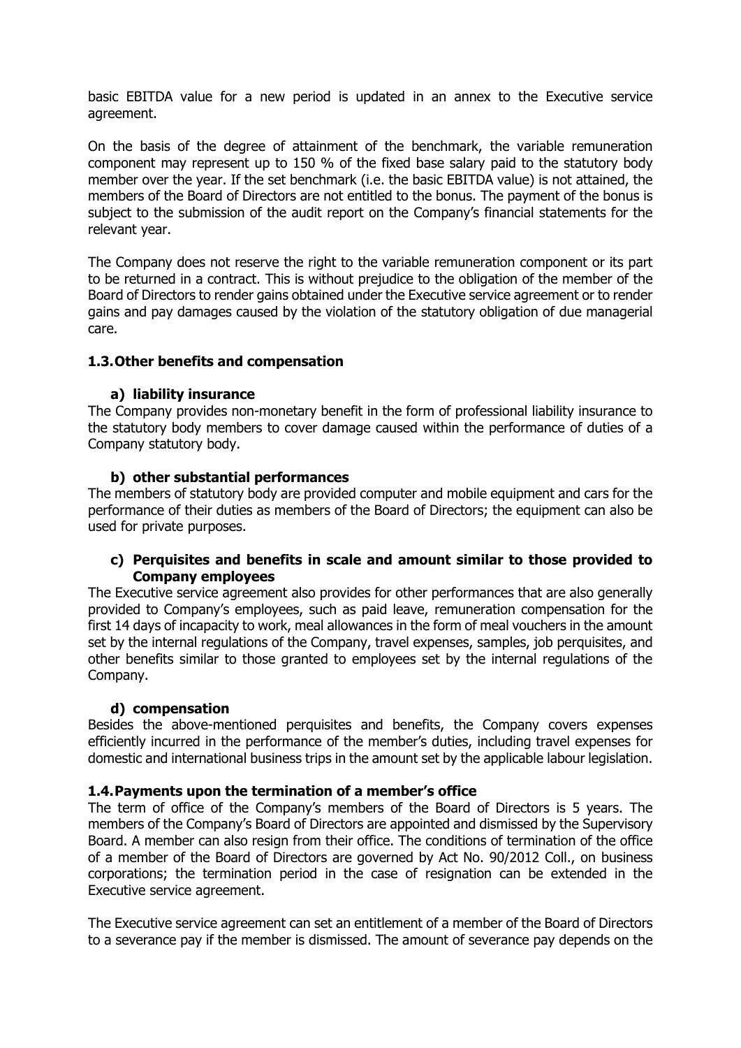basic EBITDA value for a new period is updated in an annex to the Executive service agreement.

On the basis of the degree of attainment of the benchmark, the variable remuneration component may represent up to 150 % of the fixed base salary paid to the statutory body member over the year. If the set benchmark (i.e. the basic EBITDA value) is not attained, the members of the Board of Directors are not entitled to the bonus. The payment of the bonus is subject to the submission of the audit report on the Company's financial statements for the relevant year.

The Company does not reserve the right to the variable remuneration component or its part to be returned in a contract. This is without prejudice to the obligation of the member of the Board of Directors to render gains obtained under the Executive service agreement or to render gains and pay damages caused by the violation of the statutory obligation of due managerial care.

### 1.3. Other benefits and compensation

#### a) liability insurance

The Company provides non-monetary benefit in the form of professional liability insurance to the statutory body members to cover damage caused within the performance of duties of a Company statutory body.

#### b) other substantial performances

The members of statutory body are provided computer and mobile equipment and cars for the performance of their duties as members of the Board of Directors; the equipment can also be used for private purposes.

#### c) Perquisites and benefits in scale and amount similar to those provided to Company employees

The Executive service agreement also provides for other performances that are also generally provided to Company's employees, such as paid leave, remuneration compensation for the first 14 days of incapacity to work, meal allowances in the form of meal vouchers in the amount set by the internal regulations of the Company, travel expenses, samples, job perquisites, and other benefits similar to those granted to employees set by the internal regulations of the Company.

#### d) compensation

Besides the above-mentioned perquisites and benefits, the Company covers expenses efficiently incurred in the performance of the member's duties, including travel expenses for domestic and international business trips in the amount set by the applicable labour legislation.

### 1.4. Payments upon the termination of a member's office

The term of office of the Company's members of the Board of Directors is 5 years. The members of the Company's Board of Directors are appointed and dismissed by the Supervisory Board. A member can also resign from their office. The conditions of termination of the office of a member of the Board of Directors are governed by Act No. 90/2012 Coll., on business corporations; the termination period in the case of resignation can be extended in the Executive service agreement.

The Executive service agreement can set an entitlement of a member of the Board of Directors to a severance pay if the member is dismissed. The amount of severance pay depends on the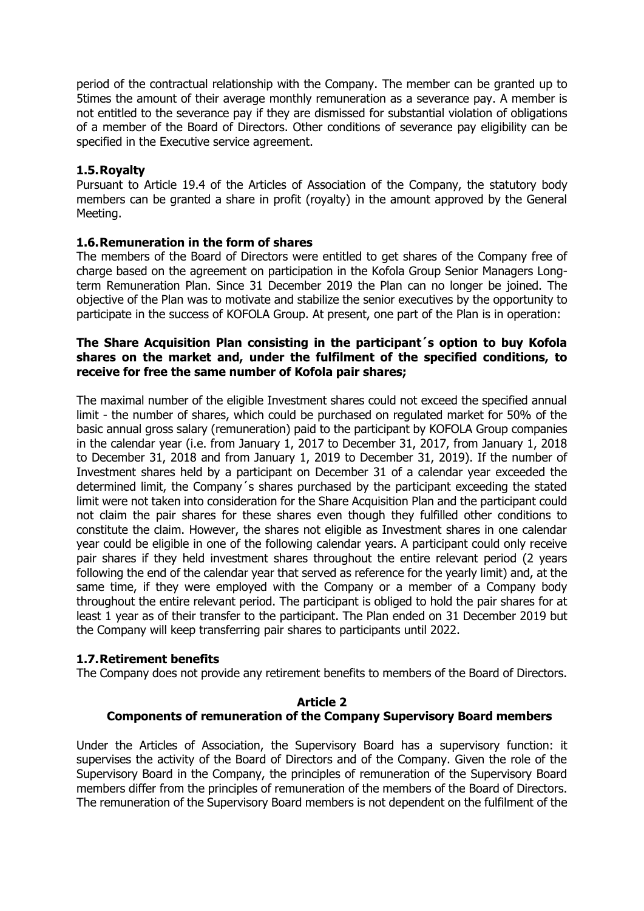period of the contractual relationship with the Company. The member can be granted up to 5times the amount of their average monthly remuneration as a severance pay. A member is not entitled to the severance pay if they are dismissed for substantial violation of obligations of a member of the Board of Directors. Other conditions of severance pay eligibility can be specified in the Executive service agreement.

### 1.5. Royalty

Pursuant to Article 19.4 of the Articles of Association of the Company, the statutory body members can be granted a share in profit (royalty) in the amount approved by the General Meeting.

### 1.6. Remuneration in the form of shares

The members of the Board of Directors were entitled to get shares of the Company free of charge based on the agreement on participation in the Kofola Group Senior Managers Long-term Remuneration Plan. Since 31 December 2019 the Plan can no longer be joined. The objective of the Plan was to motivate and stabilize the senior executives by the opportunity to participate in the success of KOFOLA Group. At present, one part of the Plan is in operation:

**The Share Acquisition Plan consisting in the participant´s option to buy Kofola shares on the market and, under the fulfilment of the specified conditions, to receive for free the same number of Kofola pair shares;**

The maximal number of the eligible Investment shares could not exceed the specified annual limit - the number of shares, which could be purchased on regulated market for 50% of the basic annual gross salary (remuneration) paid to the participant by KOFOLA Group companies in the calendar year (i.e. from January 1, 2017 to December 31, 2017, from January 1, 2018 to December 31, 2018 and from January 1, 2019 to December 31, 2019). If the number of Investment shares held by a participant on December 31 of a calendar year exceeded the determined limit, the Company´s shares purchased by the participant exceeding the stated limit were not taken into consideration for the Share Acquisition Plan and the participant could not claim the pair shares for these shares even though they fulfilled other conditions to constitute the claim. However, the shares not eligible as Investment shares in one calendar year could be eligible in one of the following calendar years. A participant could only receive pair shares if they held investment shares throughout the entire relevant period (2 years following the end of the calendar year that served as reference for the yearly limit) and, at the same time, if they were employed with the Company or a member of a Company body throughout the entire relevant period. The participant is obliged to hold the pair shares for at least 1 year as of their transfer to the participant. The Plan ended on 31 December 2019 but the Company will keep transferring pair shares to participants until 2022.

### 1.7. Retirement benefits

The Company does not provide any retirement benefits to members of the Board of Directors.

## Article 2
## Components of remuneration of the Company Supervisory Board members

Under the Articles of Association, the Supervisory Board has a supervisory function: it supervises the activity of the Board of Directors and of the Company. Given the role of the Supervisory Board in the Company, the principles of remuneration of the Supervisory Board members differ from the principles of remuneration of the members of the Board of Directors. The remuneration of the Supervisory Board members is not dependent on the fulfilment of the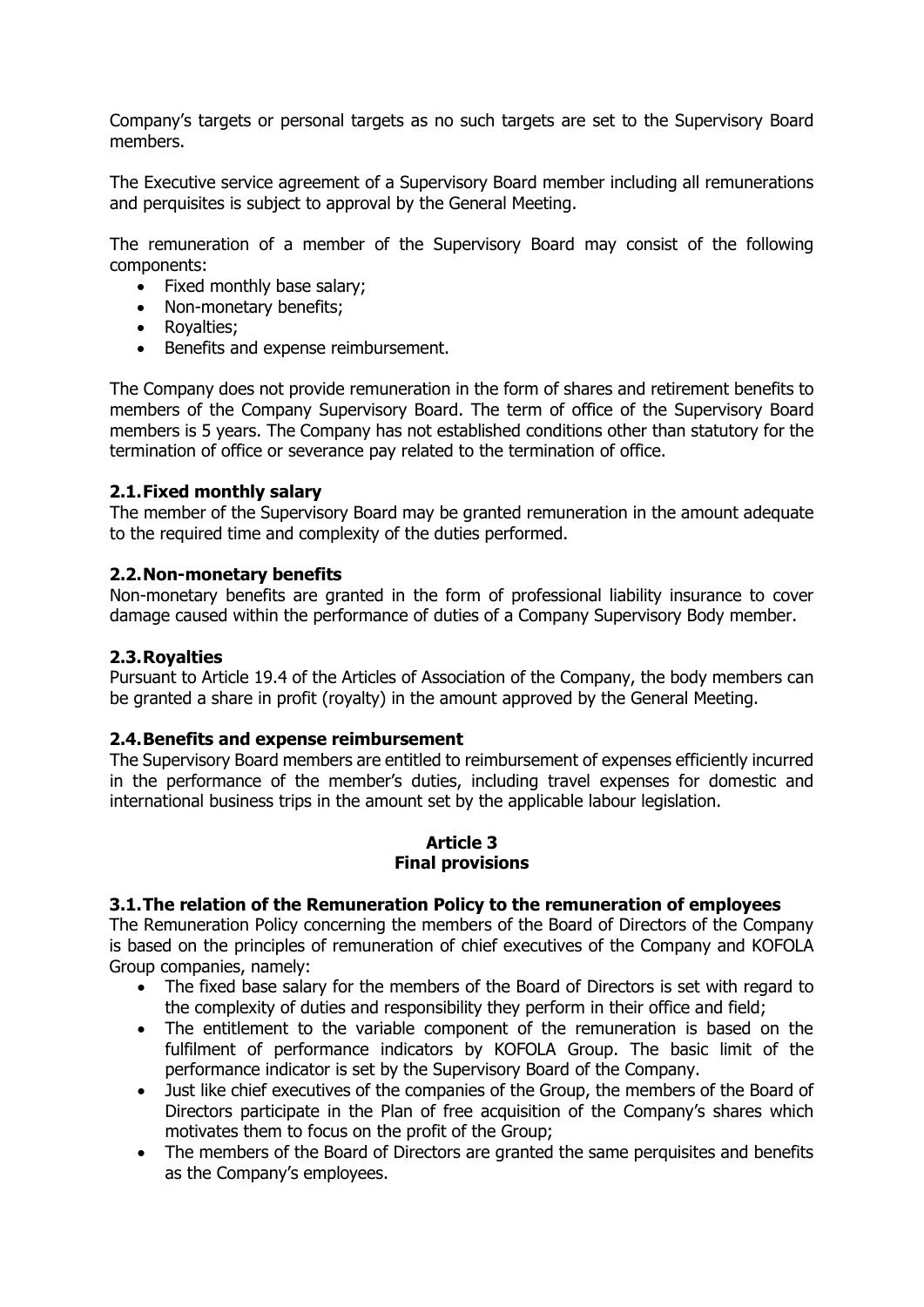Company's targets or personal targets as no such targets are set to the Supervisory Board members.

The Executive service agreement of a Supervisory Board member including all remunerations and perquisites is subject to approval by the General Meeting.

The remuneration of a member of the Supervisory Board may consist of the following components:

- Fixed monthly base salary;
- Non-monetary benefits;
- Royalties;
- Benefits and expense reimbursement.

The Company does not provide remuneration in the form of shares and retirement benefits to members of the Company Supervisory Board. The term of office of the Supervisory Board members is 5 years. The Company has not established conditions other than statutory for the termination of office or severance pay related to the termination of office.

### 2.1. Fixed monthly salary

The member of the Supervisory Board may be granted remuneration in the amount adequate to the required time and complexity of the duties performed.

### 2.2. Non-monetary benefits

Non-monetary benefits are granted in the form of professional liability insurance to cover damage caused within the performance of duties of a Company Supervisory Body member.

### 2.3. Royalties

Pursuant to Article 19.4 of the Articles of Association of the Company, the body members can be granted a share in profit (royalty) in the amount approved by the General Meeting.

### 2.4. Benefits and expense reimbursement

The Supervisory Board members are entitled to reimbursement of expenses efficiently incurred in the performance of the member's duties, including travel expenses for domestic and international business trips in the amount set by the applicable labour legislation.

## Article 3
## Final provisions

### 3.1. The relation of the Remuneration Policy to the remuneration of employees

The Remuneration Policy concerning the members of the Board of Directors of the Company is based on the principles of remuneration of chief executives of the Company and KOFOLA Group companies, namely:

- The fixed base salary for the members of the Board of Directors is set with regard to the complexity of duties and responsibility they perform in their office and field;
- The entitlement to the variable component of the remuneration is based on the fulfilment of performance indicators by KOFOLA Group. The basic limit of the performance indicator is set by the Supervisory Board of the Company.
- Just like chief executives of the companies of the Group, the members of the Board of Directors participate in the Plan of free acquisition of the Company's shares which motivates them to focus on the profit of the Group;
- The members of the Board of Directors are granted the same perquisites and benefits as the Company's employees.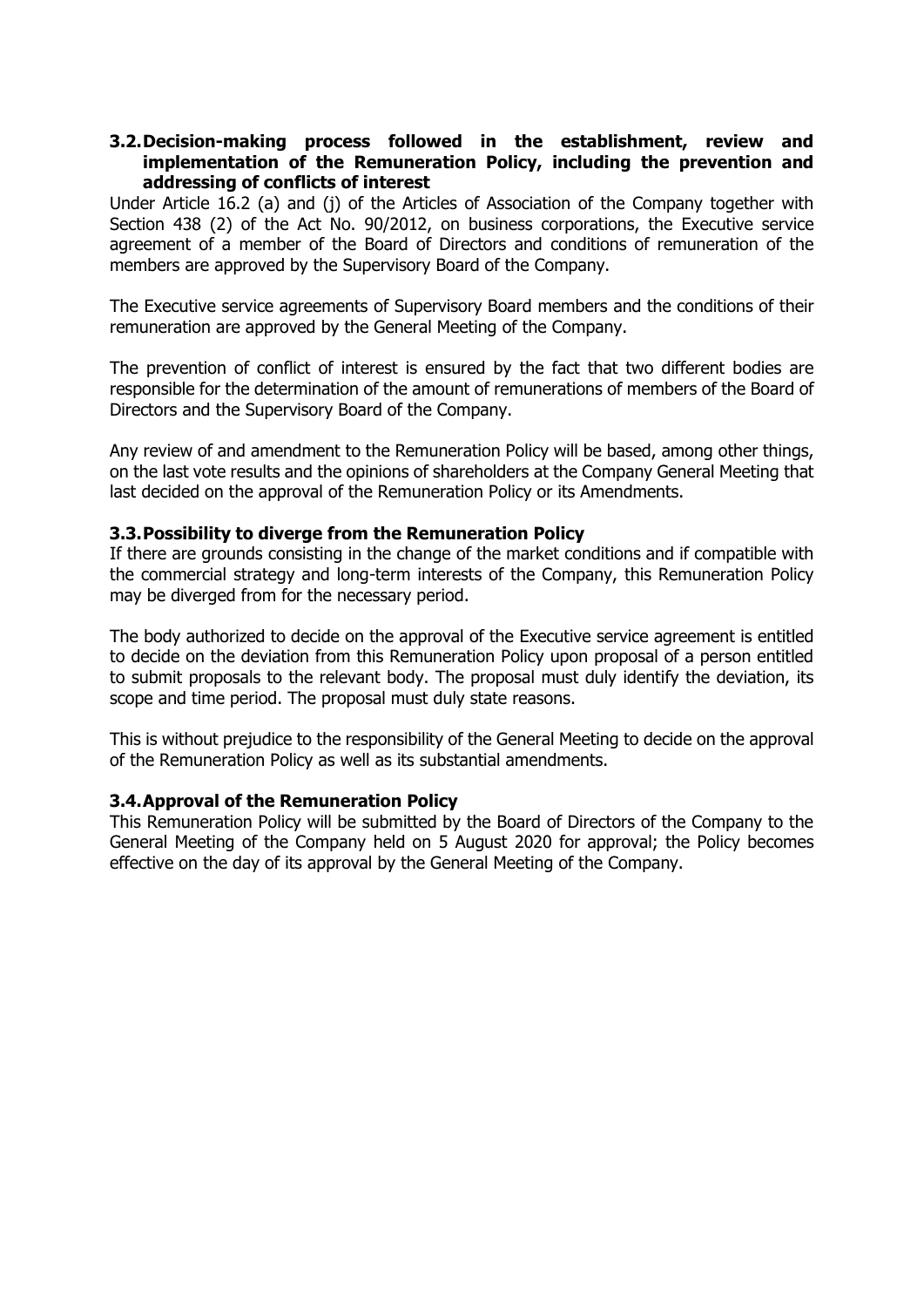### 3.2. Decision-making process followed in the establishment, review and implementation of the Remuneration Policy, including the prevention and addressing of conflicts of interest

Under Article 16.2 (a) and (j) of the Articles of Association of the Company together with Section 438 (2) of the Act No. 90/2012, on business corporations, the Executive service agreement of a member of the Board of Directors and conditions of remuneration of the members are approved by the Supervisory Board of the Company.

The Executive service agreements of Supervisory Board members and the conditions of their remuneration are approved by the General Meeting of the Company.

The prevention of conflict of interest is ensured by the fact that two different bodies are responsible for the determination of the amount of remunerations of members of the Board of Directors and the Supervisory Board of the Company.

Any review of and amendment to the Remuneration Policy will be based, among other things, on the last vote results and the opinions of shareholders at the Company General Meeting that last decided on the approval of the Remuneration Policy or its Amendments.

### 3.3. Possibility to diverge from the Remuneration Policy

If there are grounds consisting in the change of the market conditions and if compatible with the commercial strategy and long-term interests of the Company, this Remuneration Policy may be diverged from for the necessary period.

The body authorized to decide on the approval of the Executive service agreement is entitled to decide on the deviation from this Remuneration Policy upon proposal of a person entitled to submit proposals to the relevant body. The proposal must duly identify the deviation, its scope and time period. The proposal must duly state reasons.

This is without prejudice to the responsibility of the General Meeting to decide on the approval of the Remuneration Policy as well as its substantial amendments.

### 3.4. Approval of the Remuneration Policy

This Remuneration Policy will be submitted by the Board of Directors of the Company to the General Meeting of the Company held on 5 August 2020 for approval; the Policy becomes effective on the day of its approval by the General Meeting of the Company.